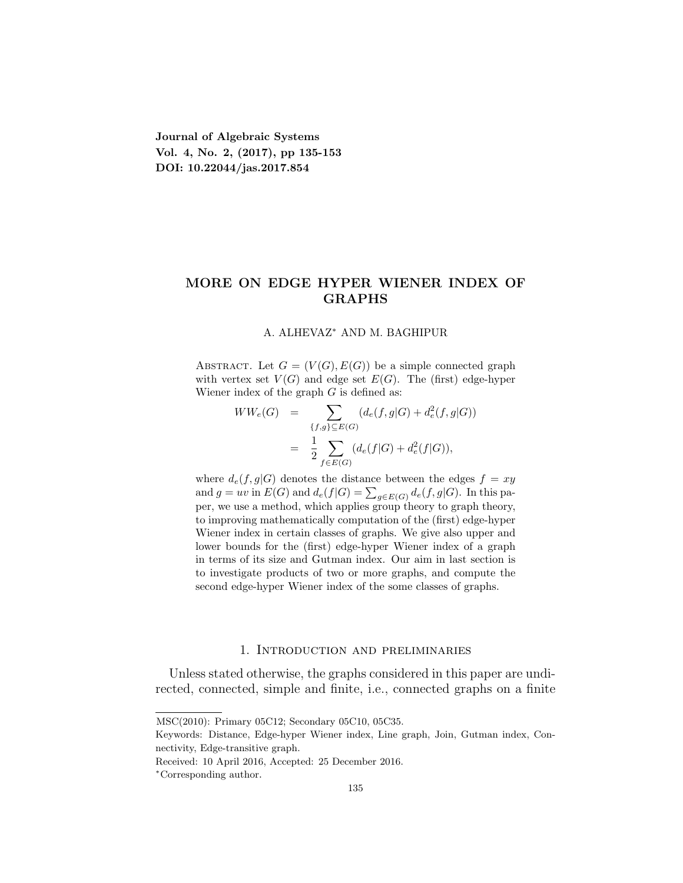**Journal of Algebraic Systems**
**Vol. 4, No. 2, (2017), pp 135-153**
**DOI: 10.22044/jas.2017.854**

# MORE ON EDGE HYPER WIENER INDEX OF GRAPHS

A. ALHEVAZ* AND M. BAGHIPUR

Abstract. Let $G = (V(G), E(G))$ be a simple connected graph with vertex set $V(G)$ and edge set $E(G)$. The (first) edge-hyper Wiener index of the graph $G$ is defined as:

$$
\begin{aligned}
WW_e(G) &= \sum_{\{f,g\} \subseteq E(G)} (d_e(f, g|G) + d_e^2(f, g|G)) \\
&= \frac{1}{2} \sum_{f \in E(G)} (d_e(f|G) + d_e^2(f|G)),
\end{aligned}
$$

where $d_e(f, g|G)$ denotes the distance between the edges $f = xy$ and $g = uv$ in $E(G)$ and $d_e(f|G) = \sum_{g \in E(G)} d_e(f, g|G)$. In this paper, we use a method, which applies group theory to graph theory, to improving mathematically computation of the (first) edge-hyper Wiener index in certain classes of graphs. We give also upper and lower bounds for the (first) edge-hyper Wiener index of a graph in terms of its size and Gutman index. Our aim in last section is to investigate products of two or more graphs, and compute the second edge-hyper Wiener index of the some classes of graphs.

## 1. Introduction and preliminaries

Unless stated otherwise, the graphs considered in this paper are undirected, connected, simple and finite, i.e., connected graphs on a finite

---

MSC(2010): Primary 05C12; Secondary 05C10, 05C35.

Keywords: Distance, Edge-hyper Wiener index, Line graph, Join, Gutman index, Connectivity, Edge-transitive graph.

Received: 10 April 2016, Accepted: 25 December 2016.

*Corresponding author.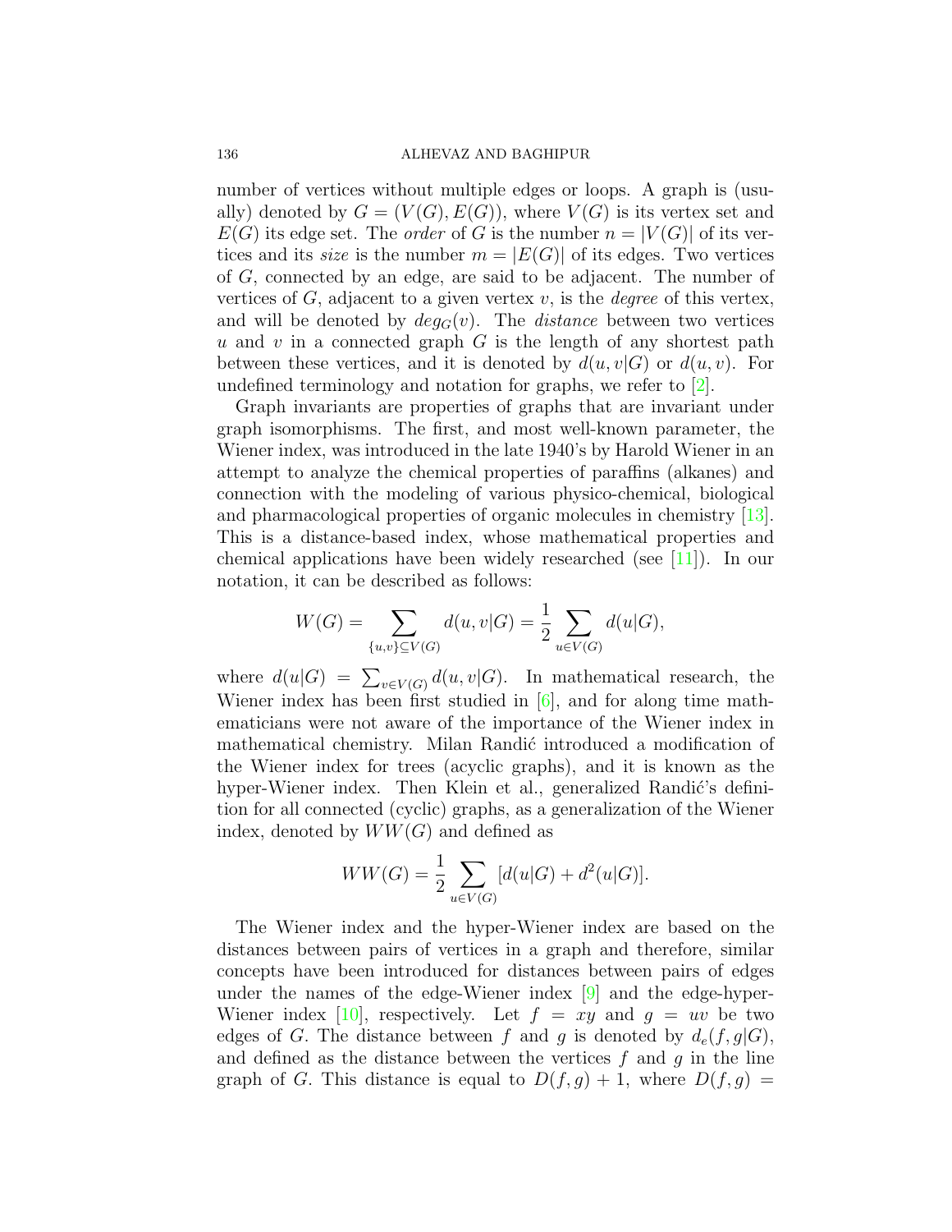number of vertices without multiple edges or loops. A graph is (usually) denoted by $G = (V(G), E(G))$, where $V(G)$ is its vertex set and $E(G)$ its edge set. The *order* of $G$ is the number $n = |V(G)|$ of its vertices and its *size* is the number $m = |E(G)|$ of its edges. Two vertices of $G$, connected by an edge, are said to be adjacent. The number of vertices of $G$, adjacent to a given vertex $v$, is the *degree* of this vertex, and will be denoted by $deg_G(v)$. The *distance* between two vertices $u$ and $v$ in a connected graph $G$ is the length of any shortest path between these vertices, and it is denoted by $d(u, v|G)$ or $d(u, v)$. For undefined terminology and notation for graphs, we refer to [2].

Graph invariants are properties of graphs that are invariant under graph isomorphisms. The first, and most well-known parameter, the Wiener index, was introduced in the late 1940's by Harold Wiener in an attempt to analyze the chemical properties of paraffins (alkanes) and connection with the modeling of various physico-chemical, biological and pharmacological properties of organic molecules in chemistry [13]. This is a distance-based index, whose mathematical properties and chemical applications have been widely researched (see [11]). In our notation, it can be described as follows:

$$W(G) = \sum_{\{u,v\} \subseteq V(G)} d(u, v|G) = \frac{1}{2} \sum_{u \in V(G)} d(u|G),$$

where $d(u|G) = \sum_{v \in V(G)} d(u, v|G)$. In mathematical research, the Wiener index has been first studied in [6], and for along time mathematicians were not aware of the importance of the Wiener index in mathematical chemistry. Milan Randić introduced a modification of the Wiener index for trees (acyclic graphs), and it is known as the hyper-Wiener index. Then Klein et al., generalized Randić's definition for all connected (cyclic) graphs, as a generalization of the Wiener index, denoted by $WW(G)$ and defined as

$$WW(G) = \frac{1}{2} \sum_{u \in V(G)} [d(u|G) + d^2(u|G)].$$

The Wiener index and the hyper-Wiener index are based on the distances between pairs of vertices in a graph and therefore, similar concepts have been introduced for distances between pairs of edges under the names of the edge-Wiener index [9] and the edge-hyper-Wiener index [10], respectively. Let $f = xy$ and $g = uv$ be two edges of $G$. The distance between $f$ and $g$ is denoted by $d_e(f, g|G)$, and defined as the distance between the vertices $f$ and $g$ in the line graph of $G$. This distance is equal to $D(f, g) + 1$, where $D(f, g) =$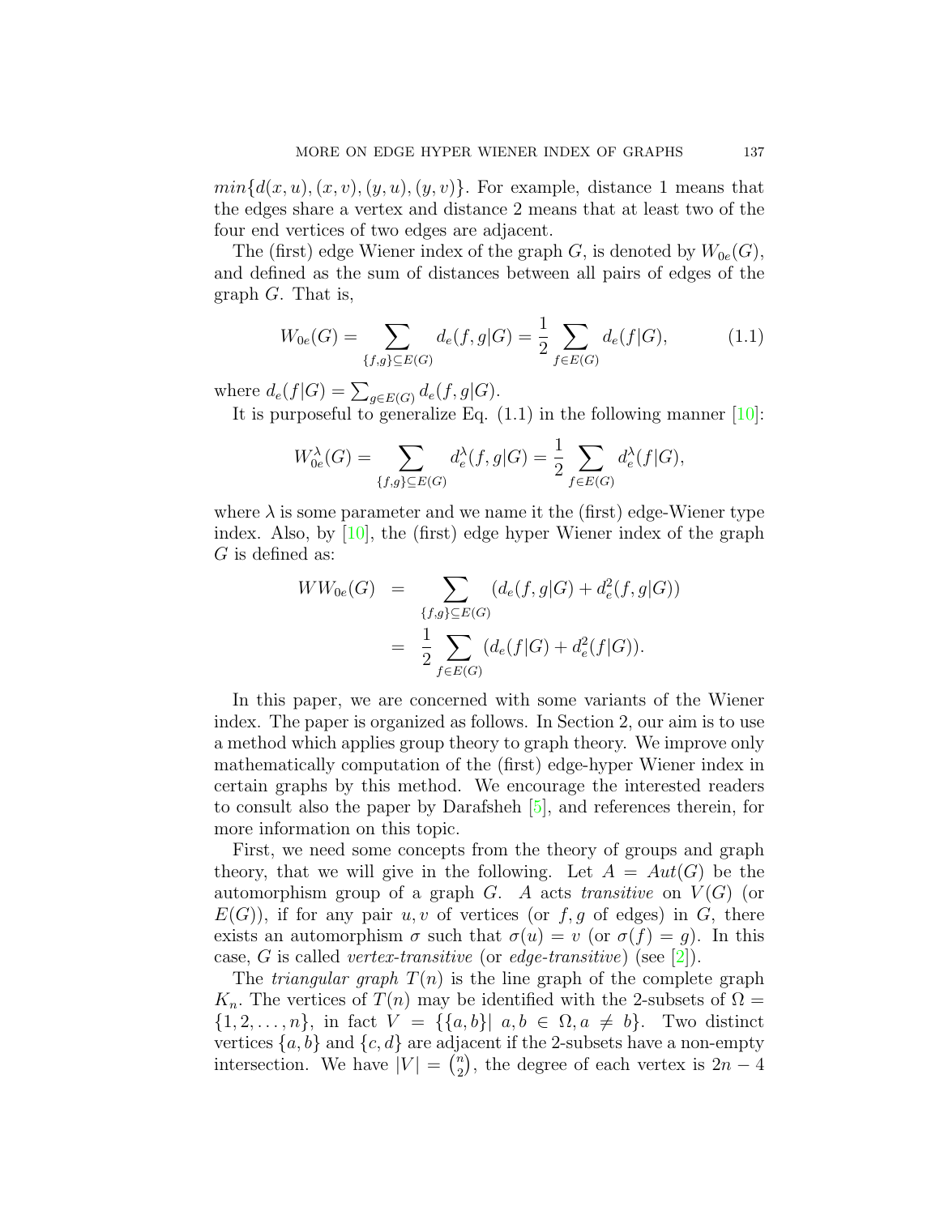$min\{d(x,u),(x,v),(y,u),(y,v)\}$. For example, distance 1 means that the edges share a vertex and distance 2 means that at least two of the four end vertices of two edges are adjacent.

The (first) edge Wiener index of the graph $G$, is denoted by $W_{0e}(G)$, and defined as the sum of distances between all pairs of edges of the graph $G$. That is,

$$W_{0e}(G) = \sum_{\{f,g\}\subseteq E(G)} d_e(f,g|G) = \frac{1}{2}\sum_{f\in E(G)} d_e(f|G), \tag{1.1}$$

where $d_e(f|G) = \sum_{g\in E(G)} d_e(f,g|G)$.

It is purposeful to generalize Eq. (1.1) in the following manner [10]:

$$W_{0e}^{\lambda}(G) = \sum_{\{f,g\}\subseteq E(G)} d_e^{\lambda}(f,g|G) = \frac{1}{2}\sum_{f\in E(G)} d_e^{\lambda}(f|G),$$

where $\lambda$ is some parameter and we name it the (first) edge-Wiener type index. Also, by [10], the (first) edge hyper Wiener index of the graph $G$ is defined as:

$$\begin{aligned} WW_{0e}(G) &= \sum_{\{f,g\}\subseteq E(G)} (d_e(f,g|G) + d_e^2(f,g|G)) \\ &= \frac{1}{2}\sum_{f\in E(G)} (d_e(f|G) + d_e^2(f|G)). \end{aligned}$$

In this paper, we are concerned with some variants of the Wiener index. The paper is organized as follows. In Section 2, our aim is to use a method which applies group theory to graph theory. We improve only mathematically computation of the (first) edge-hyper Wiener index in certain graphs by this method. We encourage the interested readers to consult also the paper by Darafsheh [5], and references therein, for more information on this topic.

First, we need some concepts from the theory of groups and graph theory, that we will give in the following. Let $A = Aut(G)$ be the automorphism group of a graph $G$. $A$ acts *transitive* on $V(G)$ (or $E(G)$), if for any pair $u, v$ of vertices (or $f, g$ of edges) in $G$, there exists an automorphism $\sigma$ such that $\sigma(u) = v$ (or $\sigma(f) = g$). In this case, $G$ is called *vertex-transitive* (or *edge-transitive*) (see [2]).

The *triangular graph* $T(n)$ is the line graph of the complete graph $K_n$. The vertices of $T(n)$ may be identified with the 2-subsets of $\Omega = \{1, 2, \ldots, n\}$, in fact $V = \{\{a, b\}|\ a, b \in \Omega, a \neq b\}$. Two distinct vertices $\{a, b\}$ and $\{c, d\}$ are adjacent if the 2-subsets have a non-empty intersection. We have $|V| = \binom{n}{2}$, the degree of each vertex is $2n - 4$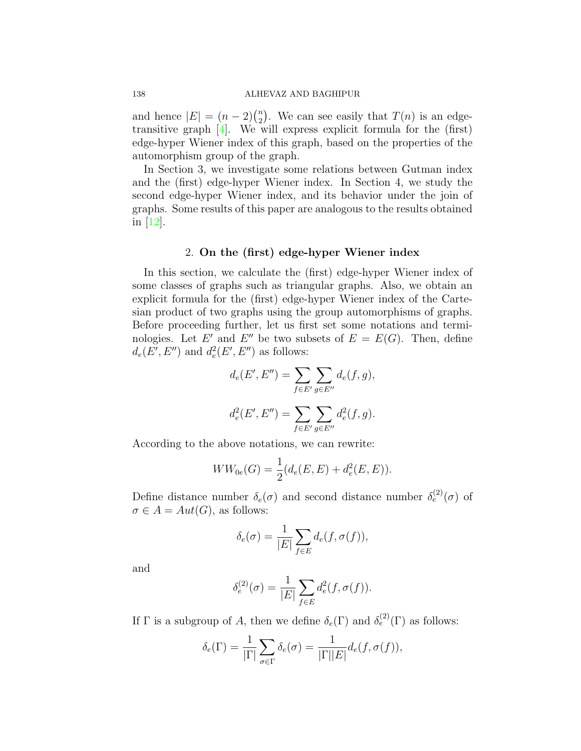and hence $|E| = (n-2)\binom{n}{2}$. We can see easily that $T(n)$ is an edge-transitive graph [4]. We will express explicit formula for the (first) edge-hyper Wiener index of this graph, based on the properties of the automorphism group of the graph.

In Section 3, we investigate some relations between Gutman index and the (first) edge-hyper Wiener index. In Section 4, we study the second edge-hyper Wiener index, and its behavior under the join of graphs. Some results of this paper are analogous to the results obtained in [12].

## 2. **On the (first) edge-hyper Wiener index**

In this section, we calculate the (first) edge-hyper Wiener index of some classes of graphs such as triangular graphs. Also, we obtain an explicit formula for the (first) edge-hyper Wiener index of the Cartesian product of two graphs using the group automorphisms of graphs. Before proceeding further, let us first set some notations and terminologies. Let $E'$ and $E''$ be two subsets of $E = E(G)$. Then, define $d_e(E', E'')$ and $d_e^2(E', E'')$ as follows:

$$d_e(E', E'') = \sum_{f \in E'} \sum_{g \in E''} d_e(f, g),$$

$$d_e^2(E', E'') = \sum_{f \in E'} \sum_{g \in E''} d_e^2(f, g).$$

According to the above notations, we can rewrite:

$$WW_{0e}(G) = \frac{1}{2}(d_e(E, E) + d_e^2(E, E)).$$

Define distance number $\delta_e(\sigma)$ and second distance number $\delta_e^{(2)}(\sigma)$ of $\sigma \in A = Aut(G)$, as follows:

$$\delta_e(\sigma) = \frac{1}{|E|} \sum_{f \in E} d_e(f, \sigma(f)),$$

and

$$\delta_e^{(2)}(\sigma) = \frac{1}{|E|} \sum_{f \in E} d_e^2(f, \sigma(f)).$$

If $\Gamma$ is a subgroup of $A$, then we define $\delta_e(\Gamma)$ and $\delta_e^{(2)}(\Gamma)$ as follows:

$$\delta_e(\Gamma) = \frac{1}{|\Gamma|} \sum_{\sigma \in \Gamma} \delta_e(\sigma) = \frac{1}{|\Gamma||E|} d_e(f, \sigma(f)),$$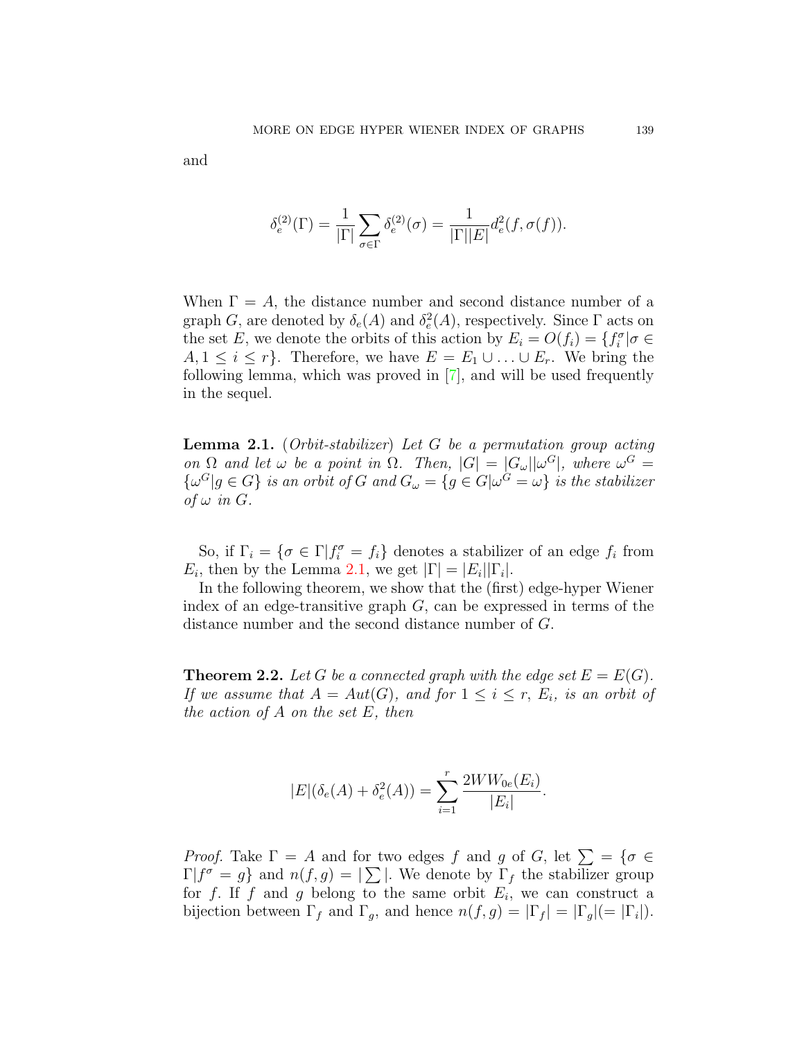and

$$\delta_e^{(2)}(\Gamma) = \frac{1}{|\Gamma|}\sum_{\sigma\in\Gamma}\delta_e^{(2)}(\sigma) = \frac{1}{|\Gamma||E|}d_e^2(f,\sigma(f)).$$

When $\Gamma = A$, the distance number and second distance number of a graph $G$, are denoted by $\delta_e(A)$ and $\delta_e^2(A)$, respectively. Since $\Gamma$ acts on the set $E$, we denote the orbits of this action by $E_i = O(f_i) = \{f_i^\sigma | \sigma \in A, 1 \le i \le r\}$. Therefore, we have $E = E_1 \cup \ldots \cup E_r$. We bring the following lemma, which was proved in [7], and will be used frequently in the sequel.

**Lemma 2.1.** (*Orbit-stabilizer*) *Let $G$ be a permutation group acting on $\Omega$ and let $\omega$ be a point in $\Omega$. Then, $|G| = |G_\omega||\omega^G|$, where $\omega^G = \{\omega^G | g \in G\}$ is an orbit of $G$ and $G_\omega = \{g \in G | \omega^G = \omega\}$ is the stabilizer of $\omega$ in $G$.*

So, if $\Gamma_i = \{\sigma \in \Gamma | f_i^\sigma = f_i\}$ denotes a stabilizer of an edge $f_i$ from $E_i$, then by the Lemma 2.1, we get $|\Gamma| = |E_i||\Gamma_i|$.

In the following theorem, we show that the (first) edge-hyper Wiener index of an edge-transitive graph $G$, can be expressed in terms of the distance number and the second distance number of $G$.

**Theorem 2.2.** *Let $G$ be a connected graph with the edge set $E = E(G)$. If we assume that $A = Aut(G)$, and for $1 \le i \le r$, $E_i$, is an orbit of the action of $A$ on the set $E$, then*

$$|E|(\delta_e(A) + \delta_e^2(A)) = \sum_{i=1}^{r}\frac{2WW_{0e}(E_i)}{|E_i|}.$$

*Proof.* Take $\Gamma = A$ and for two edges $f$ and $g$ of $G$, let $\sum = \{\sigma \in \Gamma | f^\sigma = g\}$ and $n(f,g) = |\sum|$. We denote by $\Gamma_f$ the stabilizer group for $f$. If $f$ and $g$ belong to the same orbit $E_i$, we can construct a bijection between $\Gamma_f$ and $\Gamma_g$, and hence $n(f,g) = |\Gamma_f| = |\Gamma_g|(= |\Gamma_i|)$.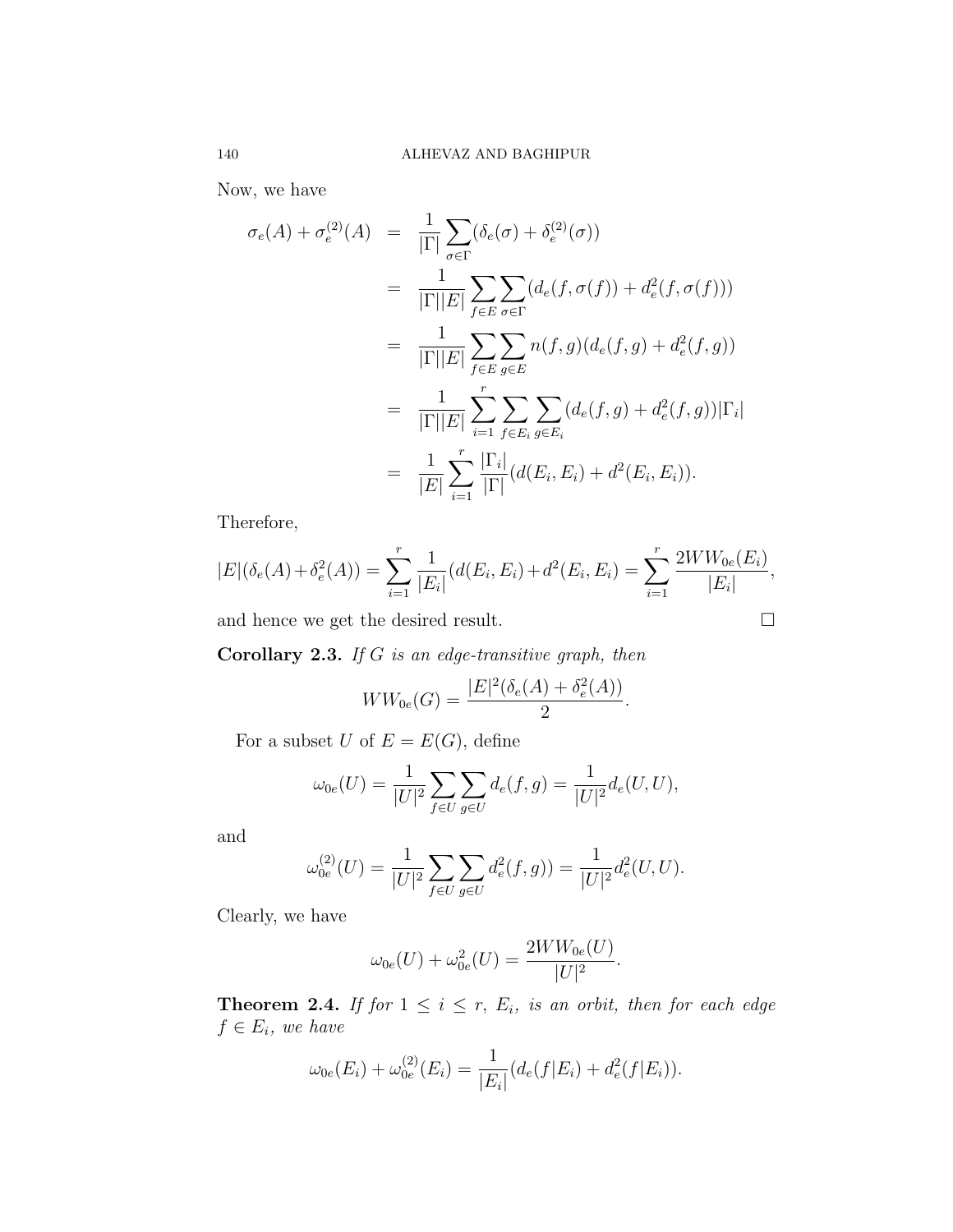Now, we have

$$
\begin{aligned}
\sigma_e(A) + \sigma_e^{(2)}(A) &= \frac{1}{|\Gamma|}\sum_{\sigma\in\Gamma}(\delta_e(\sigma)+\delta_e^{(2)}(\sigma)) \\
&= \frac{1}{|\Gamma||E|}\sum_{f\in E}\sum_{\sigma\in\Gamma}(d_e(f,\sigma(f)) + d_e^2(f,\sigma(f))) \\
&= \frac{1}{|\Gamma||E|}\sum_{f\in E}\sum_{g\in E} n(f,g)(d_e(f,g)+d_e^2(f,g)) \\
&= \frac{1}{|\Gamma||E|}\sum_{i=1}^{r}\sum_{f\in E_i}\sum_{g\in E_i}(d_e(f,g)+d_e^2(f,g))|\Gamma_i| \\
&= \frac{1}{|E|}\sum_{i=1}^{r}\frac{|\Gamma_i|}{|\Gamma|}(d(E_i,E_i)+d^2(E_i,E_i)).
\end{aligned}
$$

Therefore,

$$
|E|(\delta_e(A)+\delta_e^2(A)) = \sum_{i=1}^{r}\frac{1}{|E_i|}(d(E_i,E_i)+d^2(E_i,E_i) = \sum_{i=1}^{r}\frac{2WW_{0e}(E_i)}{|E_i|},
$$

and hence we get the desired result. □

**Corollary 2.3.** *If $G$ is an edge-transitive graph, then*

$$
WW_{0e}(G) = \frac{|E|^2(\delta_e(A)+\delta_e^2(A))}{2}.
$$

For a subset $U$ of $E = E(G)$, define

$$
\omega_{0e}(U) = \frac{1}{|U|^2}\sum_{f\in U}\sum_{g\in U} d_e(f,g) = \frac{1}{|U|^2}d_e(U,U),
$$

and

$$
\omega_{0e}^{(2)}(U) = \frac{1}{|U|^2}\sum_{f\in U}\sum_{g\in U} d_e^2(f,g)) = \frac{1}{|U|^2}d_e^2(U,U).
$$

Clearly, we have

$$
\omega_{0e}(U) + \omega_{0e}^2(U) = \frac{2WW_{0e}(U)}{|U|^2}.
$$

**Theorem 2.4.** *If for $1 \leq i \leq r$, $E_i$, is an orbit, then for each edge $f \in E_i$, we have*

$$
\omega_{0e}(E_i) + \omega_{0e}^{(2)}(E_i) = \frac{1}{|E_i|}(d_e(f|E_i) + d_e^2(f|E_i)).
$$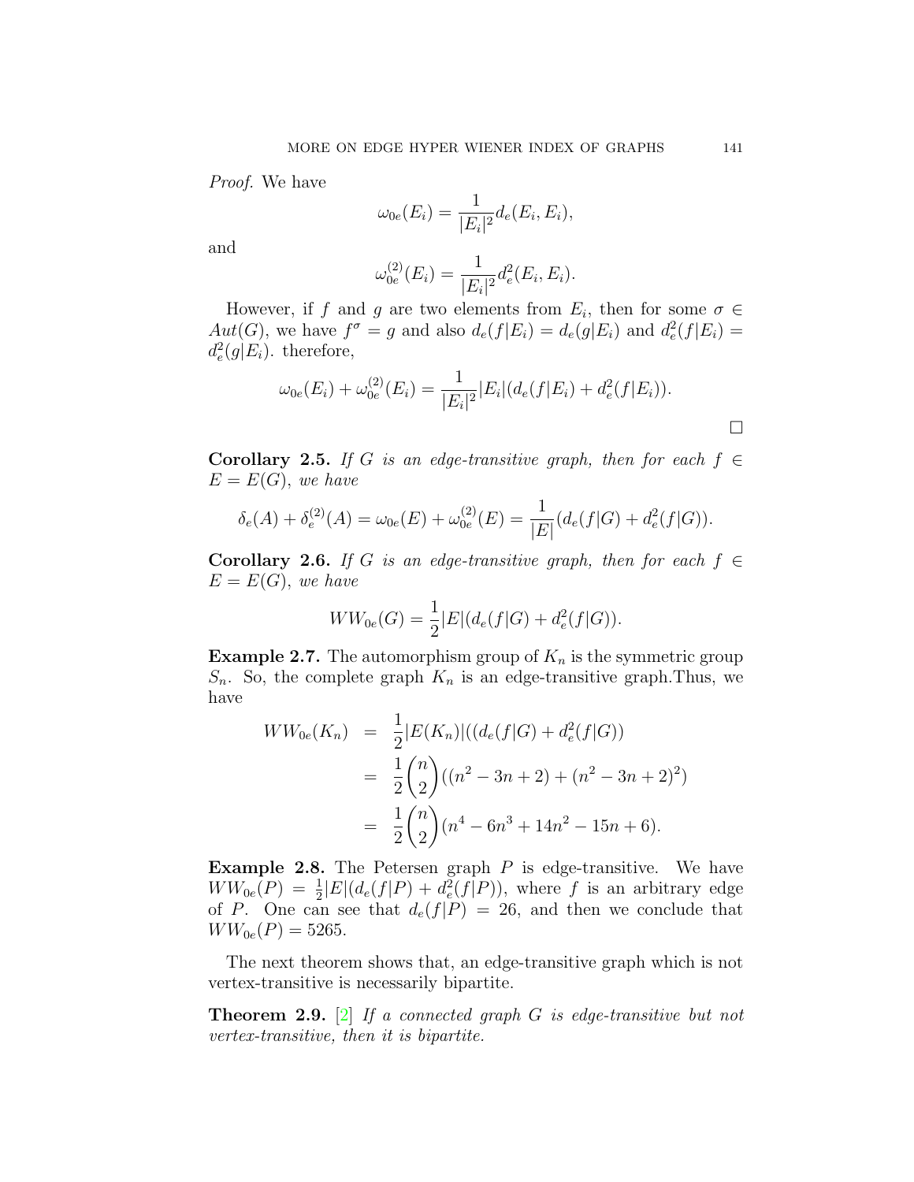*Proof.* We have

$$\omega_{0e}(E_i) = \frac{1}{|E_i|^2} d_e(E_i, E_i),$$

and

$$\omega_{0e}^{(2)}(E_i) = \frac{1}{|E_i|^2} d_e^2(E_i, E_i).$$

However, if $f$ and $g$ are two elements from $E_i$, then for some $\sigma \in Aut(G)$, we have $f^\sigma = g$ and also $d_e(f|E_i) = d_e(g|E_i)$ and $d_e^2(f|E_i) = d_e^2(g|E_i)$. therefore,

$$\omega_{0e}(E_i) + \omega_{0e}^{(2)}(E_i) = \frac{1}{|E_i|^2} |E_i| (d_e(f|E_i) + d_e^2(f|E_i)).$$

$\square$

**Corollary 2.5.** *If $G$ is an edge-transitive graph, then for each $f \in E = E(G)$, we have*

$$\delta_e(A) + \delta_e^{(2)}(A) = \omega_{0e}(E) + \omega_{0e}^{(2)}(E) = \frac{1}{|E|}(d_e(f|G) + d_e^2(f|G)).$$

**Corollary 2.6.** *If $G$ is an edge-transitive graph, then for each $f \in E = E(G)$, we have*

$$WW_{0e}(G) = \frac{1}{2}|E|(d_e(f|G) + d_e^2(f|G)).$$

**Example 2.7.** The automorphism group of $K_n$ is the symmetric group $S_n$. So, the complete graph $K_n$ is an edge-transitive graph.Thus, we have

$$\begin{aligned}
WW_{0e}(K_n) &= \frac{1}{2}|E(K_n)|((d_e(f|G) + d_e^2(f|G)) \\
&= \frac{1}{2}\binom{n}{2}((n^2 - 3n + 2) + (n^2 - 3n + 2)^2) \\
&= \frac{1}{2}\binom{n}{2}(n^4 - 6n^3 + 14n^2 - 15n + 6).
\end{aligned}$$

**Example 2.8.** The Petersen graph $P$ is edge-transitive. We have $WW_{0e}(P) = \frac{1}{2}|E|(d_e(f|P) + d_e^2(f|P))$, where $f$ is an arbitrary edge of $P$. One can see that $d_e(f|P) = 26$, and then we conclude that $WW_{0e}(P) = 5265$.

The next theorem shows that, an edge-transitive graph which is not vertex-transitive is necessarily bipartite.

**Theorem 2.9.** [2] *If a connected graph $G$ is edge-transitive but not vertex-transitive, then it is bipartite.*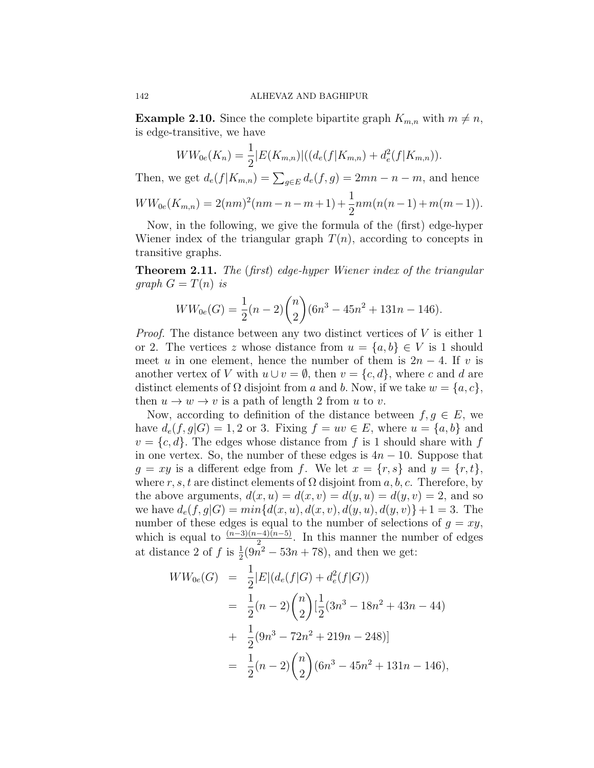**Example 2.10.** Since the complete bipartite graph $K_{m,n}$ with $m \neq n$, is edge-transitive, we have

$$WW_{0e}(K_n) = \frac{1}{2}|E(K_{m,n})|((d_e(f|K_{m,n}) + d_e^2(f|K_{m,n})).$$

Then, we get $d_e(f|K_{m,n}) = \sum_{g \in E} d_e(f,g) = 2mn - n - m$, and hence

$$WW_{0e}(K_{m,n}) = 2(nm)^2(nm - n - m + 1) + \frac{1}{2}nm(n(n-1) + m(m-1)).$$

Now, in the following, we give the formula of the (first) edge-hyper Wiener index of the triangular graph $T(n)$, according to concepts in transitive graphs.

**Theorem 2.11.** *The (first) edge-hyper Wiener index of the triangular graph $G = T(n)$ is*

$$WW_{0e}(G) = \frac{1}{2}(n-2)\binom{n}{2}(6n^3 - 45n^2 + 131n - 146).$$

*Proof.* The distance between any two distinct vertices of $V$ is either 1 or 2. The vertices $z$ whose distance from $u = \{a, b\} \in V$ is 1 should meet $u$ in one element, hence the number of them is $2n - 4$. If $v$ is another vertex of $V$ with $u \cup v = \emptyset$, then $v = \{c, d\}$, where $c$ and $d$ are distinct elements of $\Omega$ disjoint from $a$ and $b$. Now, if we take $w = \{a, c\}$, then $u \to w \to v$ is a path of length 2 from $u$ to $v$.

Now, according to definition of the distance between $f, g \in E$, we have $d_e(f, g|G) = 1, 2$ or 3. Fixing $f = uv \in E$, where $u = \{a, b\}$ and $v = \{c, d\}$. The edges whose distance from $f$ is 1 should share with $f$ in one vertex. So, the number of these edges is $4n - 10$. Suppose that $g = xy$ is a different edge from $f$. We let $x = \{r, s\}$ and $y = \{r, t\}$, where $r, s, t$ are distinct elements of $\Omega$ disjoint from $a, b, c$. Therefore, by the above arguments, $d(x, u) = d(x, v) = d(y, u) = d(y, v) = 2$, and so we have $d_e(f, g|G) = min\{d(x, u), d(x, v), d(y, u), d(y, v)\} + 1 = 3$. The number of these edges is equal to the number of selections of $g = xy$, which is equal to $\frac{(n-3)(n-4)(n-5)}{2}$. In this manner the number of edges at distance 2 of $f$ is $\frac{1}{2}(9n^2 - 53n + 78)$, and then we get:

$$\begin{aligned}
WW_{0e}(G) &= \frac{1}{2}|E|(d_e(f|G) + d_e^2(f|G)) \\
&= \frac{1}{2}(n-2)\binom{n}{2}[\frac{1}{2}(3n^3 - 18n^2 + 43n - 44) \\
&+ \frac{1}{2}(9n^3 - 72n^2 + 219n - 248)] \\
&= \frac{1}{2}(n-2)\binom{n}{2}(6n^3 - 45n^2 + 131n - 146),
\end{aligned}$$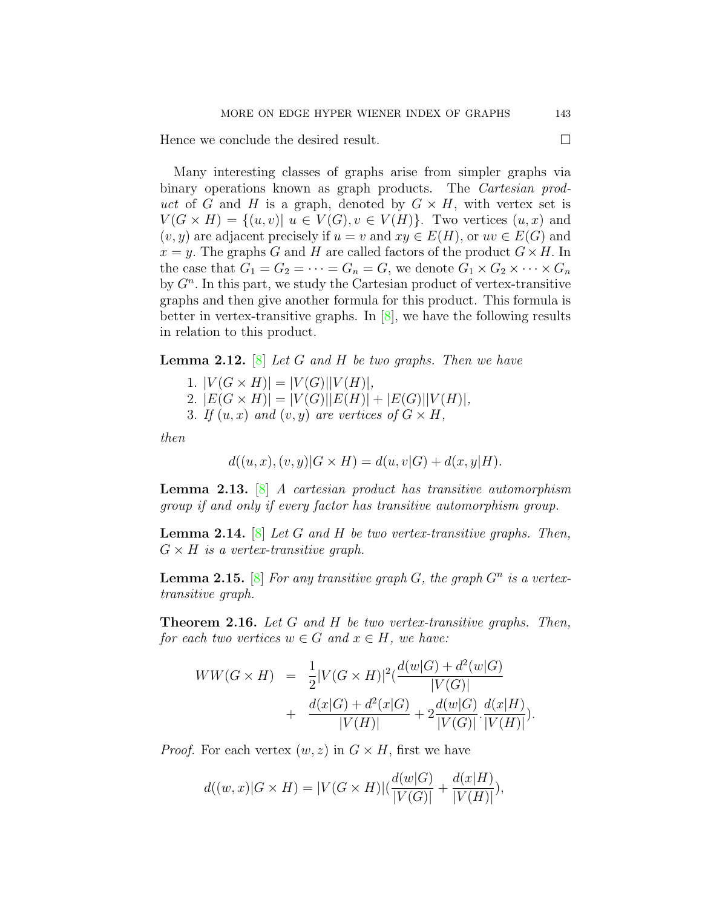Hence we conclude the desired result. $\square$

Many interesting classes of graphs arise from simpler graphs via binary operations known as graph products. The *Cartesian product* of $G$ and $H$ is a graph, denoted by $G \times H$, with vertex set is $V(G \times H) = \{(u, v)|\ u \in V(G), v \in V(H)\}$. Two vertices $(u, x)$ and $(v, y)$ are adjacent precisely if $u = v$ and $xy \in E(H)$, or $uv \in E(G)$ and $x = y$. The graphs $G$ and $H$ are called factors of the product $G \times H$. In the case that $G_1 = G_2 = \cdots = G_n = G$, we denote $G_1 \times G_2 \times \cdots \times G_n$ by $G^n$. In this part, we study the Cartesian product of vertex-transitive graphs and then give another formula for this product. This formula is better in vertex-transitive graphs. In [8], we have the following results in relation to this product.

**Lemma 2.12.** [8] *Let $G$ and $H$ be two graphs. Then we have*

1. $|V(G \times H)| = |V(G)||V(H)|$,
2. $|E(G \times H)| = |V(G)||E(H)| + |E(G)||V(H)|$,
3. *If $(u, x)$ and $(v, y)$ are vertices of $G \times H$,*

*then*

$$d((u, x), (v, y)|G \times H) = d(u, v|G) + d(x, y|H).$$

**Lemma 2.13.** [8] *A cartesian product has transitive automorphism group if and only if every factor has transitive automorphism group.*

**Lemma 2.14.** [8] *Let $G$ and $H$ be two vertex-transitive graphs. Then, $G \times H$ is a vertex-transitive graph.*

**Lemma 2.15.** [8] *For any transitive graph $G$, the graph $G^n$ is a vertex-transitive graph.*

**Theorem 2.16.** *Let $G$ and $H$ be two vertex-transitive graphs. Then, for each two vertices $w \in G$ and $x \in H$, we have:*

$$\begin{aligned} WW(G \times H) &= \frac{1}{2}|V(G \times H)|^2 \Big(\frac{d(w|G) + d^2(w|G)}{|V(G)|} \\ &+ \frac{d(x|G) + d^2(x|G)}{|V(H)|} + 2\frac{d(w|G)}{|V(G)|}.\frac{d(x|H)}{|V(H)|}\Big). \end{aligned}$$

*Proof.* For each vertex $(w, z)$ in $G \times H$, first we have

$$d((w, x)|G \times H) = |V(G \times H)| \Big(\frac{d(w|G)}{|V(G)|} + \frac{d(x|H)}{|V(H)|}\Big),$$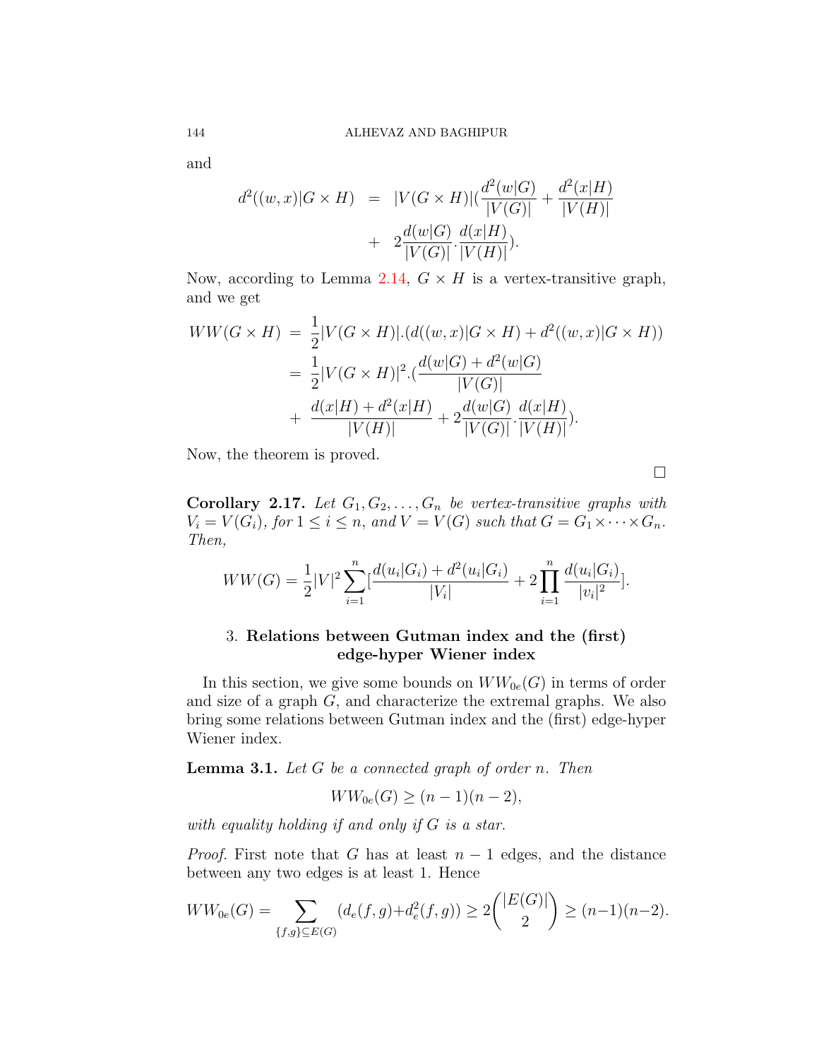and

$$
\begin{aligned}
d^2((w,x)|G\times H) &= |V(G\times H)|(\frac{d^2(w|G)}{|V(G)|}+\frac{d^2(x|H)}{|V(H)|}\\
&+ 2\frac{d(w|G)}{|V(G)|}.\frac{d(x|H)}{|V(H)|}).
\end{aligned}
$$

Now, according to Lemma 2.14, $G\times H$ is a vertex-transitive graph, and we get

$$
\begin{aligned}
WW(G\times H) &= \frac{1}{2}|V(G\times H)|.(d((w,x)|G\times H)+d^2((w,x)|G\times H))\\
&= \frac{1}{2}|V(G\times H)|^2.(\frac{d(w|G)+d^2(w|G)}{|V(G)|}\\
&+ \frac{d(x|H)+d^2(x|H)}{|V(H)|}+2\frac{d(w|G)}{|V(G)|}.\frac{d(x|H)}{|V(H)|}).
\end{aligned}
$$

Now, the theorem is proved. □

**Corollary 2.17.** *Let $G_1, G_2, \ldots, G_n$ be vertex-transitive graphs with $V_i = V(G_i)$, for $1\le i\le n$, and $V = V(G)$ such that $G = G_1\times\cdots\times G_n$. Then,*

$$
WW(G)=\frac{1}{2}|V|^2\sum_{i=1}^{n}[\frac{d(u_i|G_i)+d^2(u_i|G_i)}{|V_i|}+2\prod_{i=1}^{n}\frac{d(u_i|G_i)}{|v_i|^2}].
$$

## 3. Relations between Gutman index and the (first) edge-hyper Wiener index

In this section, we give some bounds on $WW_{0e}(G)$ in terms of order and size of a graph $G$, and characterize the extremal graphs. We also bring some relations between Gutman index and the (first) edge-hyper Wiener index.

**Lemma 3.1.** *Let $G$ be a connected graph of order $n$. Then*

$$
WW_{0e}(G)\ge (n-1)(n-2),
$$

*with equality holding if and only if $G$ is a star.*

*Proof.* First note that $G$ has at least $n-1$ edges, and the distance between any two edges is at least 1. Hence

$$
WW_{0e}(G)=\sum_{\{f,g\}\subseteq E(G)}(d_e(f,g)+d_e^2(f,g))\ge 2\binom{|E(G)|}{2}\ge (n-1)(n-2).
$$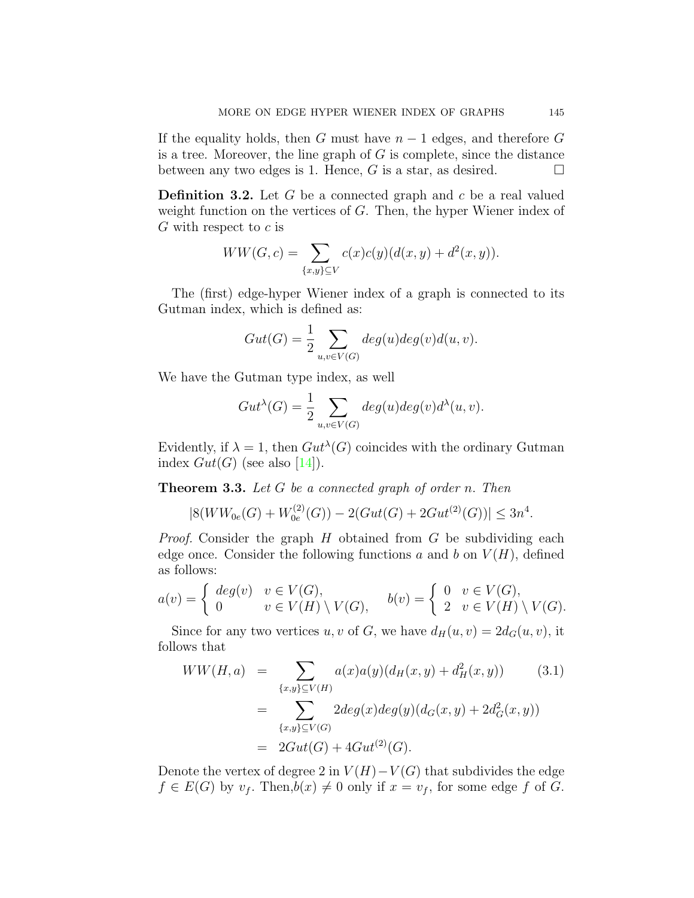If the equality holds, then $G$ must have $n-1$ edges, and therefore $G$ is a tree. Moreover, the line graph of $G$ is complete, since the distance between any two edges is 1. Hence, $G$ is a star, as desired. $\square$

**Definition 3.2.** Let $G$ be a connected graph and $c$ be a real valued weight function on the vertices of $G$. Then, the hyper Wiener index of $G$ with respect to $c$ is

$$WW(G,c) = \sum_{\{x,y\} \subseteq V} c(x)c(y)(d(x,y) + d^2(x,y)).$$

The (first) edge-hyper Wiener index of a graph is connected to its Gutman index, which is defined as:

$$Gut(G) = \frac{1}{2} \sum_{u,v \in V(G)} deg(u)deg(v)d(u,v).$$

We have the Gutman type index, as well

$$Gut^{\lambda}(G) = \frac{1}{2} \sum_{u,v \in V(G)} deg(u)deg(v)d^{\lambda}(u,v).$$

Evidently, if $\lambda = 1$, then $Gut^{\lambda}(G)$ coincides with the ordinary Gutman index $Gut(G)$ (see also [14]).

**Theorem 3.3.** *Let $G$ be a connected graph of order $n$. Then*

$$|8(WW_{0e}(G) + W_{0e}^{(2)}(G)) - 2(Gut(G) + 2Gut^{(2)}(G))| \le 3n^4.$$

*Proof.* Consider the graph $H$ obtained from $G$ be subdividing each edge once. Consider the following functions $a$ and $b$ on $V(H)$, defined as follows:

$$a(v) = \begin{cases} deg(v) & v \in V(G), \\ 0 & v \in V(H) \setminus V(G), \end{cases} \qquad b(v) = \begin{cases} 0 & v \in V(G), \\ 2 & v \in V(H) \setminus V(G). \end{cases}$$

Since for any two vertices $u, v$ of $G$, we have $d_H(u,v) = 2d_G(u,v)$, it follows that

$$\begin{aligned} WW(H,a) &= \sum_{\{x,y\} \subseteq V(H)} a(x)a(y)(d_H(x,y) + d_H^2(x,y)) \qquad (3.1) \\ &= \sum_{\{x,y\} \subseteq V(G)} 2deg(x)deg(y)(d_G(x,y) + 2d_G^2(x,y)) \\ &= 2Gut(G) + 4Gut^{(2)}(G). \end{aligned}$$

Denote the vertex of degree 2 in $V(H) - V(G)$ that subdivides the edge $f \in E(G)$ by $v_f$. Then, $b(x) \neq 0$ only if $x = v_f$, for some edge $f$ of $G$.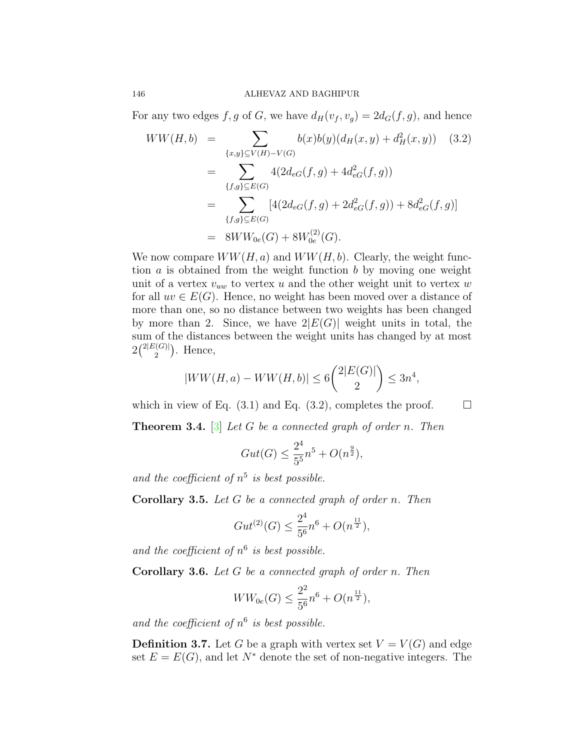For any two edges $f, g$ of $G$, we have $d_H(v_f, v_g) = 2d_G(f, g)$, and hence

$$
\begin{aligned}
WW(H,b) &= \sum_{\{x,y\} \subseteq V(H)-V(G)} b(x)b(y)(d_H(x,y) + d_H^2(x,y)) \quad (3.2) \\
&= \sum_{\{f,g\} \subseteq E(G)} 4(2d_{eG}(f,g) + 4d_{eG}^2(f,g)) \\
&= \sum_{\{f,g\} \subseteq E(G)} [4(2d_{eG}(f,g) + 2d_{eG}^2(f,g)) + 8d_{eG}^2(f,g)] \\
&= 8WW_{0e}(G) + 8W_{0e}^{(2)}(G).
\end{aligned}
$$

We now compare $WW(H,a)$ and $WW(H,b)$. Clearly, the weight function $a$ is obtained from the weight function $b$ by moving one weight unit of a vertex $v_{uw}$ to vertex $u$ and the other weight unit to vertex $w$ for all $uv \in E(G)$. Hence, no weight has been moved over a distance of more than one, so no distance between two weights has been changed by more than 2. Since, we have $2|E(G)|$ weight units in total, the sum of the distances between the weight units has changed by at most $2\binom{2|E(G)|}{2}$. Hence,

$$
|WW(H,a) - WW(H,b)| \leq 6\binom{2|E(G)|}{2} \leq 3n^4,
$$

which in view of Eq. (3.1) and Eq. (3.2), completes the proof. □

**Theorem 3.4.** [3] *Let $G$ be a connected graph of order $n$. Then*

$$
Gut(G) \leq \frac{2^4}{5^5}n^5 + O(n^{\frac{9}{2}}),
$$

*and the coefficient of $n^5$ is best possible.*

**Corollary 3.5.** *Let $G$ be a connected graph of order $n$. Then*

$$
Gut^{(2)}(G) \leq \frac{2^4}{5^6}n^6 + O(n^{\frac{11}{2}}),
$$

*and the coefficient of $n^6$ is best possible.*

**Corollary 3.6.** *Let $G$ be a connected graph of order $n$. Then*

$$
WW_{0e}(G) \leq \frac{2^2}{5^6}n^6 + O(n^{\frac{11}{2}}),
$$

*and the coefficient of $n^6$ is best possible.*

**Definition 3.7.** Let $G$ be a graph with vertex set $V = V(G)$ and edge set $E = E(G)$, and let $N^*$ denote the set of non-negative integers. The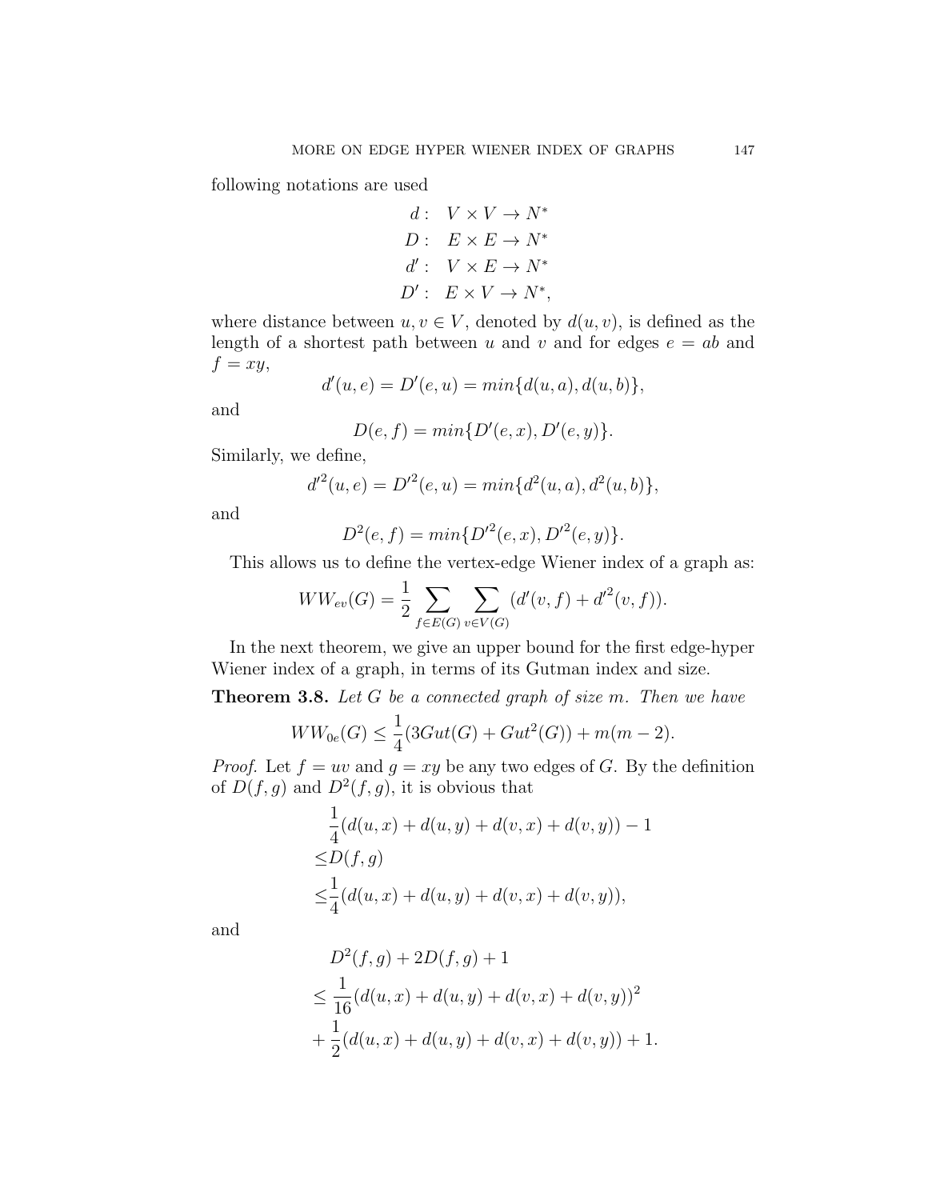following notations are used

$$\begin{aligned} d: &\quad V \times V \to N^* \\ D: &\quad E \times E \to N^* \\ d': &\quad V \times E \to N^* \\ D': &\quad E \times V \to N^*, \end{aligned}$$

where distance between $u, v \in V$, denoted by $d(u, v)$, is defined as the length of a shortest path between $u$ and $v$ and for edges $e = ab$ and $f = xy$,

$$d'(u, e) = D'(e, u) = min\{d(u, a), d(u, b)\},$$

and

$$D(e, f) = min\{D'(e, x), D'(e, y)\}.$$

Similarly, we define,

$$d'^2(u, e) = D'^2(e, u) = min\{d^2(u, a), d^2(u, b)\},$$

and

$$D^2(e, f) = min\{D'^2(e, x), D'^2(e, y)\}.$$

This allows us to define the vertex-edge Wiener index of a graph as:

$$WW_{ev}(G) = \frac{1}{2} \sum_{f \in E(G)} \sum_{v \in V(G)} (d'(v, f) + d'^2(v, f)).$$

In the next theorem, we give an upper bound for the first edge-hyper Wiener index of a graph, in terms of its Gutman index and size.

**Theorem 3.8.** *Let $G$ be a connected graph of size $m$. Then we have*

$$WW_{0e}(G) \leq \frac{1}{4}(3Gut(G) + Gut^2(G)) + m(m-2).$$

*Proof.* Let $f = uv$ and $g = xy$ be any two edges of $G$. By the definition of $D(f, g)$ and $D^2(f, g)$, it is obvious that

$$\begin{aligned} &\frac{1}{4}(d(u, x) + d(u, y) + d(v, x) + d(v, y)) - 1 \\ \leq &D(f, g) \\ \leq &\frac{1}{4}(d(u, x) + d(u, y) + d(v, x) + d(v, y)), \end{aligned}$$

and

$$\begin{aligned} &D^2(f, g) + 2D(f, g) + 1 \\ \leq &\frac{1}{16}(d(u, x) + d(u, y) + d(v, x) + d(v, y))^2 \\ + &\frac{1}{2}(d(u, x) + d(u, y) + d(v, x) + d(v, y)) + 1. \end{aligned}$$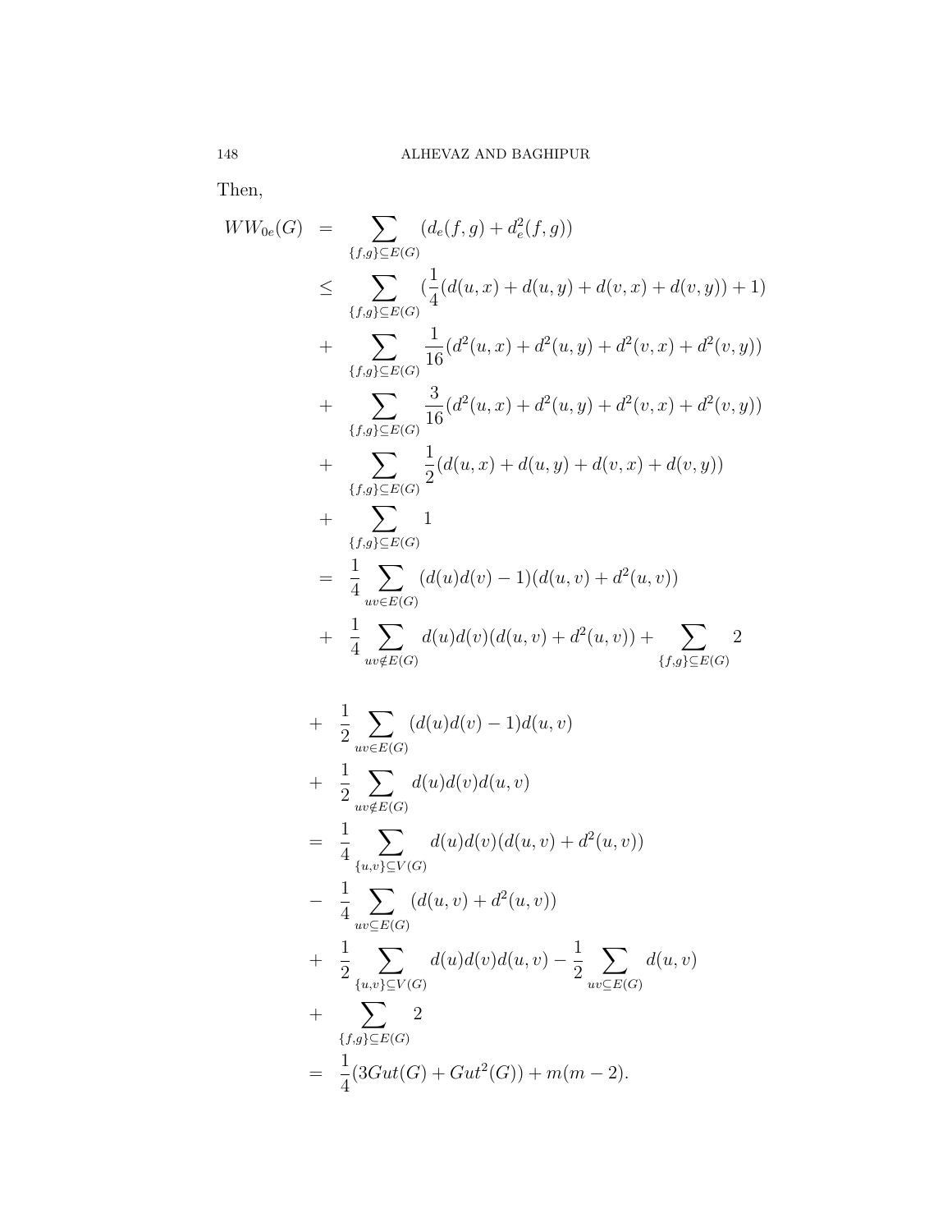Then,

$$
\begin{aligned}
WW_{0e}(G) &= \sum_{\{f,g\}\subseteq E(G)} (d_e(f,g) + d_e^2(f,g)) \\
&\leq \sum_{\{f,g\}\subseteq E(G)} (\frac{1}{4}(d(u,x)+d(u,y)+d(v,x)+d(v,y))+1) \\
&+ \sum_{\{f,g\}\subseteq E(G)} \frac{1}{16}(d^2(u,x)+d^2(u,y)+d^2(v,x)+d^2(v,y)) \\
&+ \sum_{\{f,g\}\subseteq E(G)} \frac{3}{16}(d^2(u,x)+d^2(u,y)+d^2(v,x)+d^2(v,y)) \\
&+ \sum_{\{f,g\}\subseteq E(G)} \frac{1}{2}(d(u,x)+d(u,y)+d(v,x)+d(v,y)) \\
&+ \sum_{\{f,g\}\subseteq E(G)} 1 \\
&= \frac{1}{4}\sum_{uv\in E(G)} (d(u)d(v)-1)(d(u,v)+d^2(u,v)) \\
&+ \frac{1}{4}\sum_{uv\notin E(G)} d(u)d(v)(d(u,v)+d^2(u,v)) + \sum_{\{f,g\}\subseteq E(G)} 2 \\
&+ \frac{1}{2}\sum_{uv\in E(G)} (d(u)d(v)-1)d(u,v) \\
&+ \frac{1}{2}\sum_{uv\notin E(G)} d(u)d(v)d(u,v) \\
&= \frac{1}{4}\sum_{\{u,v\}\subseteq V(G)} d(u)d(v)(d(u,v)+d^2(u,v)) \\
&- \frac{1}{4}\sum_{uv\subseteq E(G)} (d(u,v)+d^2(u,v)) \\
&+ \frac{1}{2}\sum_{\{u,v\}\subseteq V(G)} d(u)d(v)d(u,v) - \frac{1}{2}\sum_{uv\subseteq E(G)} d(u,v) \\
&+ \sum_{\{f,g\}\subseteq E(G)} 2 \\
&= \frac{1}{4}(3Gut(G)+Gut^2(G)) + m(m-2).
\end{aligned}
$$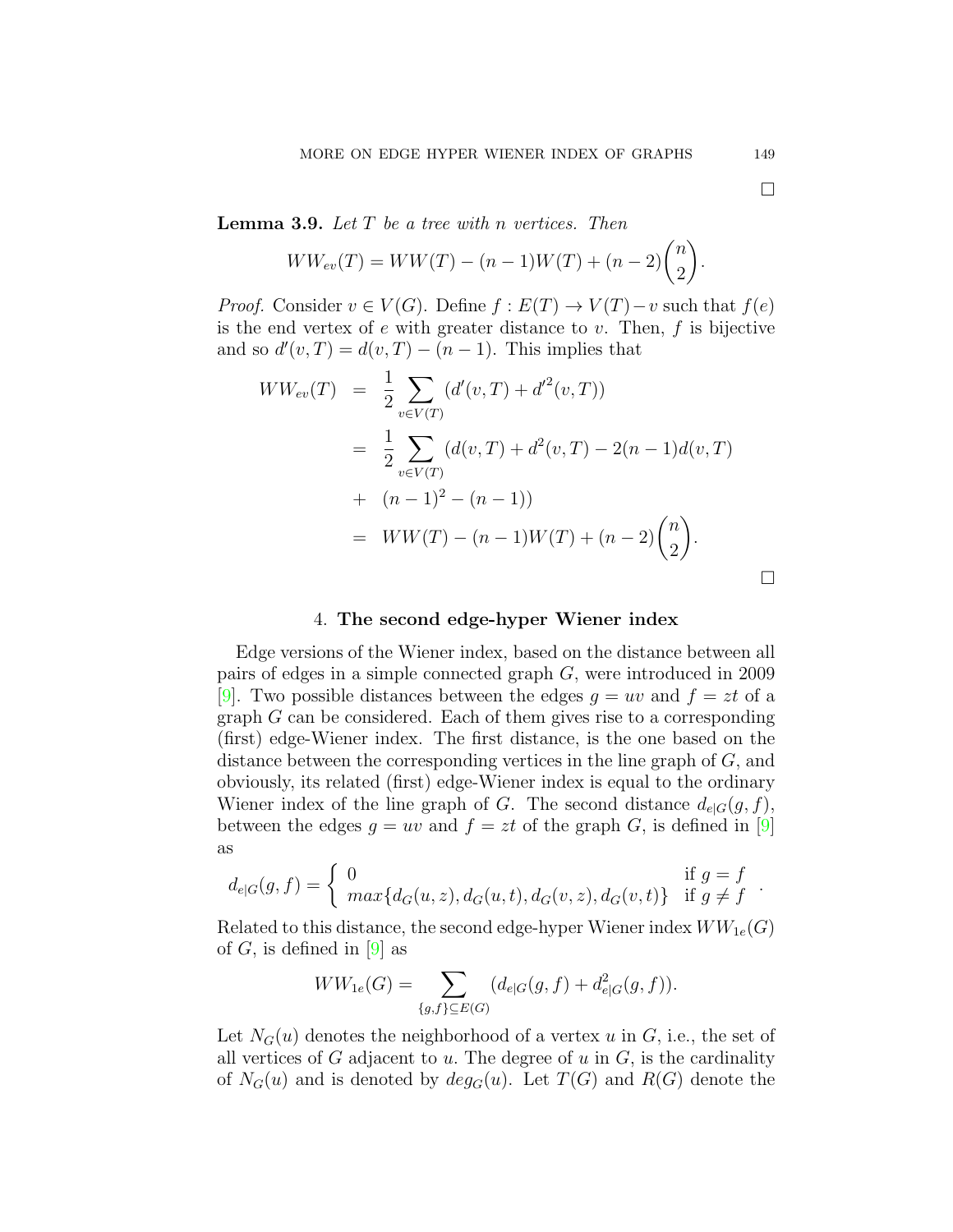∎

**Lemma 3.9.** *Let $T$ be a tree with $n$ vertices. Then*

$$WW_{ev}(T) = WW(T) - (n-1)W(T) + (n-2)\binom{n}{2}.$$

*Proof.* Consider $v \in V(G)$. Define $f : E(T) \to V(T) - v$ such that $f(e)$ is the end vertex of $e$ with greater distance to $v$. Then, $f$ is bijective and so $d'(v,T) = d(v,T) - (n-1)$. This implies that

$$\begin{aligned}
WW_{ev}(T) &= \frac{1}{2}\sum_{v\in V(T)} (d'(v,T) + d'^2(v,T)) \\
&= \frac{1}{2}\sum_{v\in V(T)} (d(v,T) + d^2(v,T) - 2(n-1)d(v,T) \\
&+ (n-1)^2 - (n-1)) \\
&= WW(T) - (n-1)W(T) + (n-2)\binom{n}{2}.
\end{aligned}$$

∎

## 4. The second edge-hyper Wiener index

Edge versions of the Wiener index, based on the distance between all pairs of edges in a simple connected graph $G$, were introduced in 2009 [9]. Two possible distances between the edges $g = uv$ and $f = zt$ of a graph $G$ can be considered. Each of them gives rise to a corresponding (first) edge-Wiener index. The first distance, is the one based on the distance between the corresponding vertices in the line graph of $G$, and obviously, its related (first) edge-Wiener index is equal to the ordinary Wiener index of the line graph of $G$. The second distance $d_{e|G}(g, f)$, between the edges $g = uv$ and $f = zt$ of the graph $G$, is defined in [9] as

$$d_{e|G}(g,f) = \begin{cases} 0 & \text{if } g = f \\ max\{d_G(u,z), d_G(u,t), d_G(v,z), d_G(v,t)\} & \text{if } g \neq f \end{cases}.$$

Related to this distance, the second edge-hyper Wiener index $WW_{1e}(G)$ of $G$, is defined in [9] as

$$WW_{1e}(G) = \sum_{\{g,f\}\subseteq E(G)} (d_{e|G}(g,f) + d^2_{e|G}(g,f)).$$

Let $N_G(u)$ denotes the neighborhood of a vertex $u$ in $G$, i.e., the set of all vertices of $G$ adjacent to $u$. The degree of $u$ in $G$, is the cardinality of $N_G(u)$ and is denoted by $deg_G(u)$. Let $T(G)$ and $R(G)$ denote the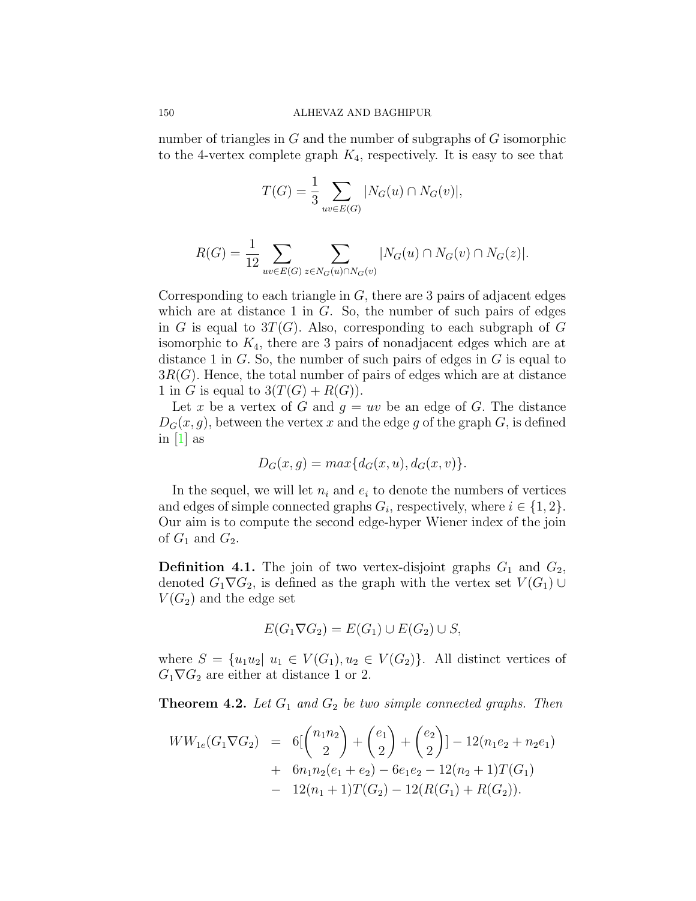number of triangles in $G$ and the number of subgraphs of $G$ isomorphic to the 4-vertex complete graph $K_4$, respectively. It is easy to see that

$$T(G) = \frac{1}{3} \sum_{uv \in E(G)} |N_G(u) \cap N_G(v)|,$$

$$R(G) = \frac{1}{12} \sum_{uv \in E(G)} \sum_{z \in N_G(u) \cap N_G(v)} |N_G(u) \cap N_G(v) \cap N_G(z)|.$$

Corresponding to each triangle in $G$, there are 3 pairs of adjacent edges which are at distance 1 in $G$. So, the number of such pairs of edges in $G$ is equal to $3T(G)$. Also, corresponding to each subgraph of $G$ isomorphic to $K_4$, there are 3 pairs of nonadjacent edges which are at distance 1 in $G$. So, the number of such pairs of edges in $G$ is equal to $3R(G)$. Hence, the total number of pairs of edges which are at distance 1 in $G$ is equal to $3(T(G) + R(G))$.

Let $x$ be a vertex of $G$ and $g = uv$ be an edge of $G$. The distance $D_G(x, g)$, between the vertex $x$ and the edge $g$ of the graph $G$, is defined in [1] as

$$D_G(x, g) = max\{d_G(x, u), d_G(x, v)\}.$$

In the sequel, we will let $n_i$ and $e_i$ to denote the numbers of vertices and edges of simple connected graphs $G_i$, respectively, where $i \in \{1, 2\}$. Our aim is to compute the second edge-hyper Wiener index of the join of $G_1$ and $G_2$.

**Definition 4.1.** The join of two vertex-disjoint graphs $G_1$ and $G_2$, denoted $G_1 \nabla G_2$, is defined as the graph with the vertex set $V(G_1) \cup V(G_2)$ and the edge set

$$E(G_1 \nabla G_2) = E(G_1) \cup E(G_2) \cup S,$$

where $S = \{u_1u_2 |\ u_1 \in V(G_1), u_2 \in V(G_2)\}$. All distinct vertices of $G_1 \nabla G_2$ are either at distance 1 or 2.

**Theorem 4.2.** *Let $G_1$ and $G_2$ be two simple connected graphs. Then*

$$\begin{aligned} WW_{1e}(G_1 \nabla G_2) &= 6[\binom{n_1n_2}{2} + \binom{e_1}{2} + \binom{e_2}{2}] - 12(n_1e_2 + n_2e_1) \\ &+ 6n_1n_2(e_1 + e_2) - 6e_1e_2 - 12(n_2 + 1)T(G_1) \\ &- 12(n_1 + 1)T(G_2) - 12(R(G_1) + R(G_2)). \end{aligned}$$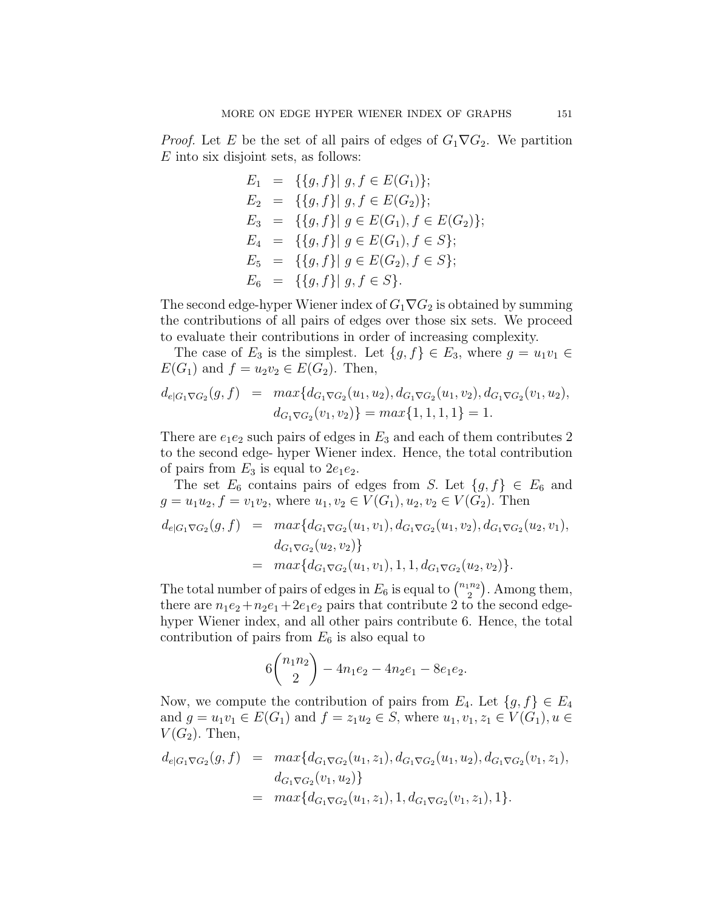*Proof.* Let $E$ be the set of all pairs of edges of $G_1 \nabla G_2$. We partition $E$ into six disjoint sets, as follows:

$$
\begin{aligned}
E_1 &= \{\{g, f\}|\ g, f \in E(G_1)\};\\
E_2 &= \{\{g, f\}|\ g, f \in E(G_2)\};\\
E_3 &= \{\{g, f\}|\ g \in E(G_1), f \in E(G_2)\};\\
E_4 &= \{\{g, f\}|\ g \in E(G_1), f \in S\};\\
E_5 &= \{\{g, f\}|\ g \in E(G_2), f \in S\};\\
E_6 &= \{\{g, f\}|\ g, f \in S\}.
\end{aligned}
$$

The second edge-hyper Wiener index of $G_1 \nabla G_2$ is obtained by summing the contributions of all pairs of edges over those six sets. We proceed to evaluate their contributions in order of increasing complexity.

The case of $E_3$ is the simplest. Let $\{g, f\} \in E_3$, where $g = u_1v_1 \in E(G_1)$ and $f = u_2v_2 \in E(G_2)$. Then,

$$
\begin{aligned}
d_{e|G_1\nabla G_2}(g, f) &= max\{d_{G_1\nabla G_2}(u_1, u_2), d_{G_1\nabla G_2}(u_1, v_2), d_{G_1\nabla G_2}(v_1, u_2),\\
&\quad d_{G_1\nabla G_2}(v_1, v_2)\} = max\{1, 1, 1, 1\} = 1.
\end{aligned}
$$

There are $e_1e_2$ such pairs of edges in $E_3$ and each of them contributes 2 to the second edge- hyper Wiener index. Hence, the total contribution of pairs from $E_3$ is equal to $2e_1e_2$.

The set $E_6$ contains pairs of edges from $S$. Let $\{g, f\} \in E_6$ and $g = u_1u_2, f = v_1v_2$, where $u_1, v_2 \in V(G_1), u_2, v_2 \in V(G_2)$. Then

$$
\begin{aligned}
d_{e|G_1\nabla G_2}(g, f) &= max\{d_{G_1\nabla G_2}(u_1, v_1), d_{G_1\nabla G_2}(u_1, v_2), d_{G_1\nabla G_2}(u_2, v_1),\\
&\quad d_{G_1\nabla G_2}(u_2, v_2)\}\\
&= max\{d_{G_1\nabla G_2}(u_1, v_1), 1, 1, d_{G_1\nabla G_2}(u_2, v_2)\}.
\end{aligned}
$$

The total number of pairs of edges in $E_6$ is equal to $\binom{n_1n_2}{2}$. Among them, there are $n_1e_2 + n_2e_1 + 2e_1e_2$ pairs that contribute 2 to the second edge-hyper Wiener index, and all other pairs contribute 6. Hence, the total contribution of pairs from $E_6$ is also equal to

$$
6\binom{n_1n_2}{2} - 4n_1e_2 - 4n_2e_1 - 8e_1e_2.
$$

Now, we compute the contribution of pairs from $E_4$. Let $\{g, f\} \in E_4$ and $g = u_1v_1 \in E(G_1)$ and $f = z_1u_2 \in S$, where $u_1, v_1, z_1 \in V(G_1), u \in V(G_2)$. Then,

$$
\begin{aligned}
d_{e|G_1\nabla G_2}(g, f) &= max\{d_{G_1\nabla G_2}(u_1, z_1), d_{G_1\nabla G_2}(u_1, u_2), d_{G_1\nabla G_2}(v_1, z_1),\\
&\quad d_{G_1\nabla G_2}(v_1, u_2)\}\\
&= max\{d_{G_1\nabla G_2}(u_1, z_1), 1, d_{G_1\nabla G_2}(v_1, z_1), 1\}.
\end{aligned}
$$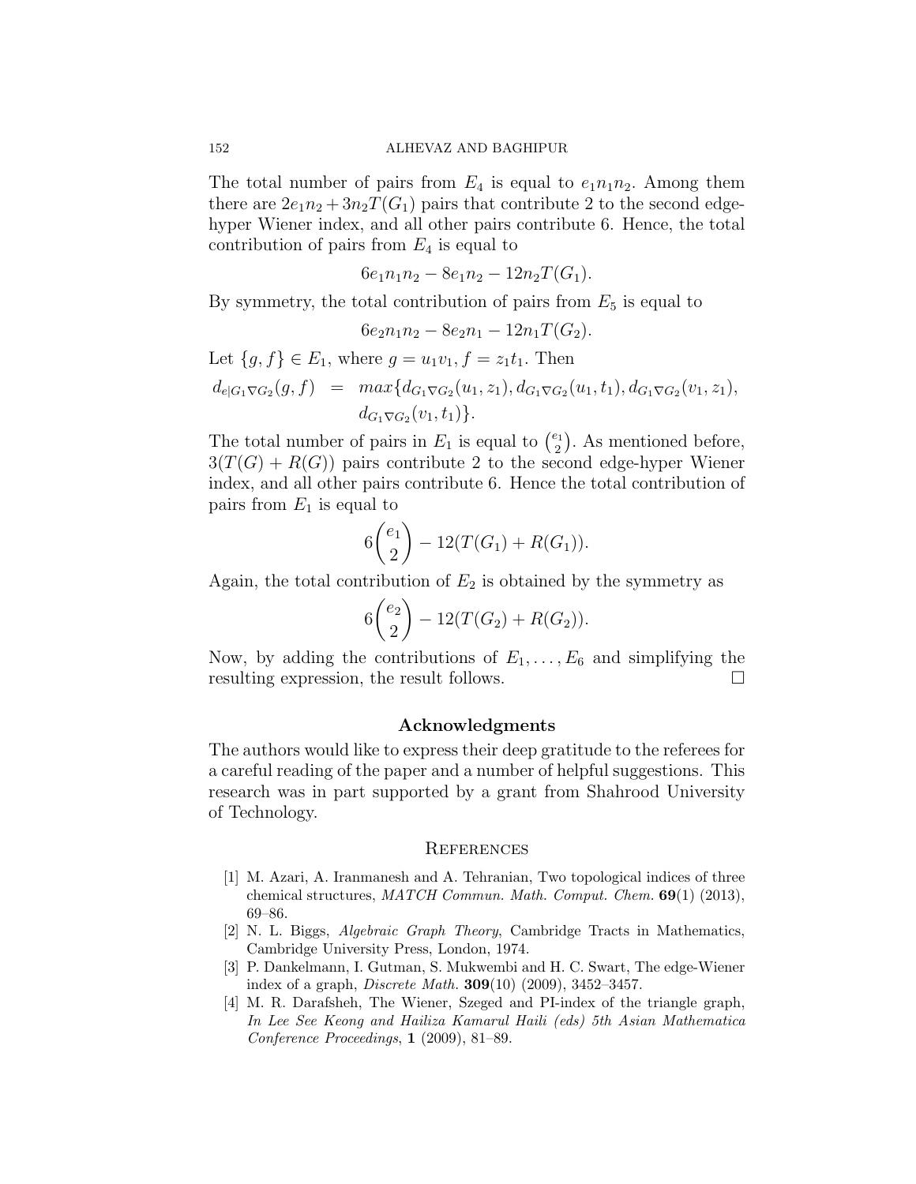The total number of pairs from $E_4$ is equal to $e_1n_1n_2$. Among them there are $2e_1n_2 + 3n_2T(G_1)$ pairs that contribute 2 to the second edge-hyper Wiener index, and all other pairs contribute 6. Hence, the total contribution of pairs from $E_4$ is equal to

$$6e_1n_1n_2 - 8e_1n_2 - 12n_2T(G_1).$$

By symmetry, the total contribution of pairs from $E_5$ is equal to

$$6e_2n_1n_2 - 8e_2n_1 - 12n_1T(G_2).$$

Let $\{g, f\} \in E_1$, where $g = u_1v_1$, $f = z_1t_1$. Then

$$\begin{aligned} d_{e|G_1\nabla G_2}(g,f) &= max\{d_{G_1\nabla G_2}(u_1,z_1), d_{G_1\nabla G_2}(u_1,t_1), d_{G_1\nabla G_2}(v_1,z_1), \\ &\quad d_{G_1\nabla G_2}(v_1,t_1)\}. \end{aligned}$$

The total number of pairs in $E_1$ is equal to $\binom{e_1}{2}$. As mentioned before, $3(T(G) + R(G))$ pairs contribute 2 to the second edge-hyper Wiener index, and all other pairs contribute 6. Hence the total contribution of pairs from $E_1$ is equal to

$$6\binom{e_1}{2} - 12(T(G_1) + R(G_1)).$$

Again, the total contribution of $E_2$ is obtained by the symmetry as

$$6\binom{e_2}{2} - 12(T(G_2) + R(G_2)).$$

Now, by adding the contributions of $E_1, \ldots, E_6$ and simplifying the resulting expression, the result follows. □

## Acknowledgments

The authors would like to express their deep gratitude to the referees for a careful reading of the paper and a number of helpful suggestions. This research was in part supported by a grant from Shahrood University of Technology.

## References

[1] M. Azari, A. Iranmanesh and A. Tehranian, Two topological indices of three chemical structures, *MATCH Commun. Math. Comput. Chem.* **69**(1) (2013), 69–86.

[2] N. L. Biggs, *Algebraic Graph Theory*, Cambridge Tracts in Mathematics, Cambridge University Press, London, 1974.

[3] P. Dankelmann, I. Gutman, S. Mukwembi and H. C. Swart, The edge-Wiener index of a graph, *Discrete Math.* **309**(10) (2009), 3452–3457.

[4] M. R. Darafsheh, The Wiener, Szeged and PI-index of the triangle graph, *In Lee See Keong and Hailiza Kamarul Haili (eds) 5th Asian Mathematica Conference Proceedings*, **1** (2009), 81–89.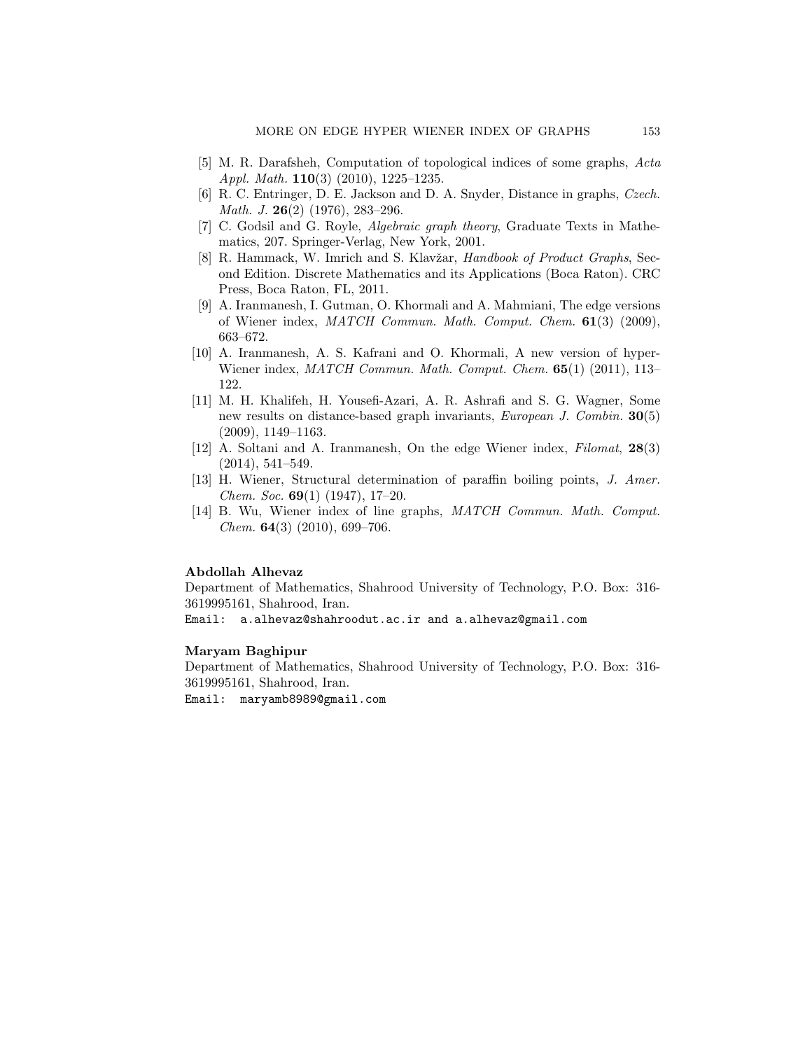[5] M. R. Darafsheh, Computation of topological indices of some graphs, *Acta Appl. Math.* **110**(3) (2010), 1225–1235.

[6] R. C. Entringer, D. E. Jackson and D. A. Snyder, Distance in graphs, *Czech. Math. J.* **26**(2) (1976), 283–296.

[7] C. Godsil and G. Royle, *Algebraic graph theory*, Graduate Texts in Mathematics, 207. Springer-Verlag, New York, 2001.

[8] R. Hammack, W. Imrich and S. Klavžar, *Handbook of Product Graphs*, Second Edition. Discrete Mathematics and its Applications (Boca Raton). CRC Press, Boca Raton, FL, 2011.

[9] A. Iranmanesh, I. Gutman, O. Khormali and A. Mahmiani, The edge versions of Wiener index, *MATCH Commun. Math. Comput. Chem.* **61**(3) (2009), 663–672.

[10] A. Iranmanesh, A. S. Kafrani and O. Khormali, A new version of hyper-Wiener index, *MATCH Commun. Math. Comput. Chem.* **65**(1) (2011), 113–122.

[11] M. H. Khalifeh, H. Yousefi-Azari, A. R. Ashrafi and S. G. Wagner, Some new results on distance-based graph invariants, *European J. Combin.* **30**(5) (2009), 1149–1163.

[12] A. Soltani and A. Iranmanesh, On the edge Wiener index, *Filomat*, **28**(3) (2014), 541–549.

[13] H. Wiener, Structural determination of paraffin boiling points, *J. Amer. Chem. Soc.* **69**(1) (1947), 17–20.

[14] B. Wu, Wiener index of line graphs, *MATCH Commun. Math. Comput. Chem.* **64**(3) (2010), 699–706.

**Abdollah Alhevaz**
Department of Mathematics, Shahrood University of Technology, P.O. Box: 316-3619995161, Shahrood, Iran.
Email: `a.alhevaz@shahroodut.ac.ir` and `a.alhevaz@gmail.com`

**Maryam Baghipur**
Department of Mathematics, Shahrood University of Technology, P.O. Box: 316-3619995161, Shahrood, Iran.
Email: `maryamb8989@gmail.com`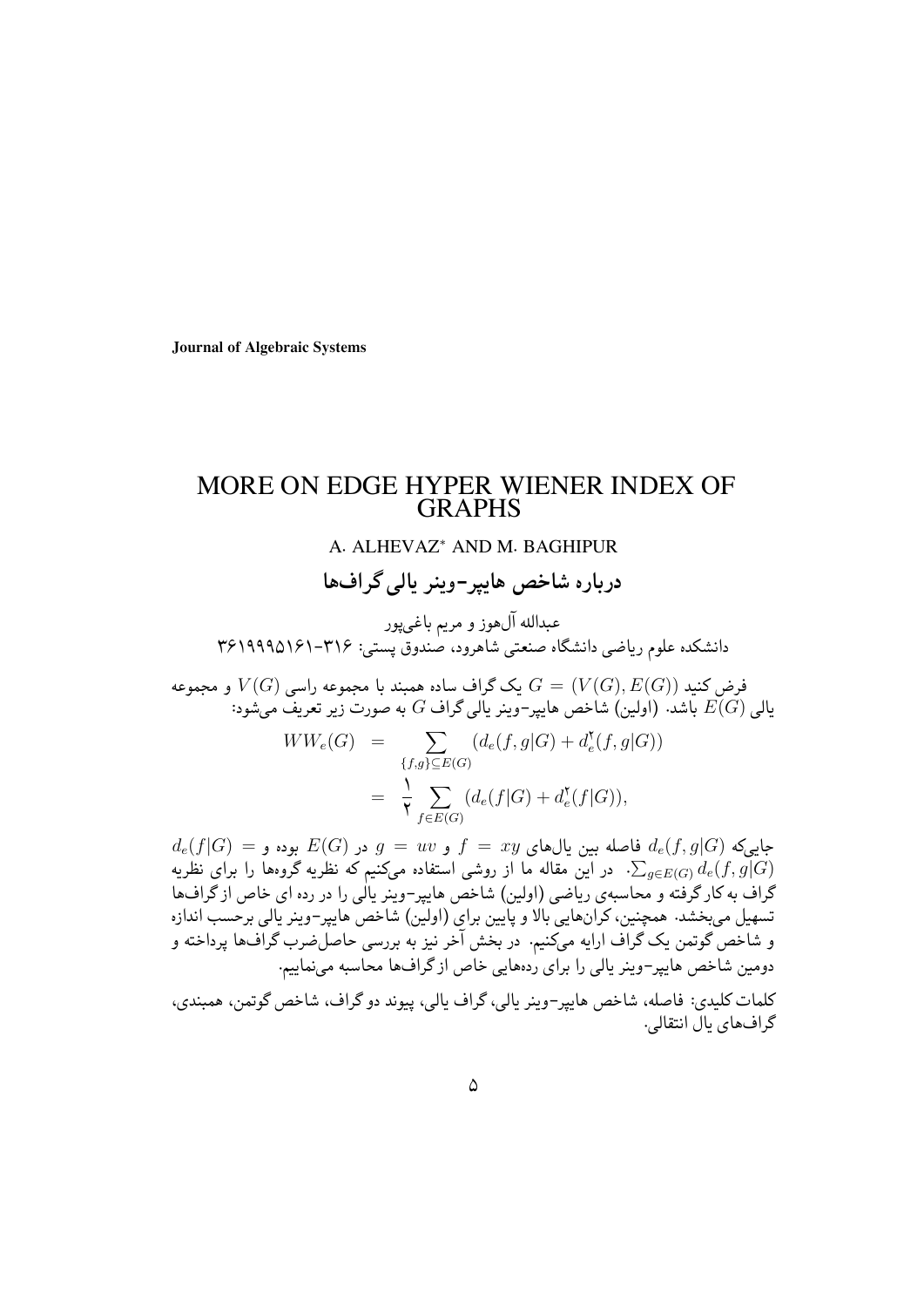# MORE ON EDGE HYPER WIENER INDEX OF GRAPHS

A. ALHEVAZ* AND M. BAGHIPUR

## درباره شاخص هایپر-وینر یالی گراف‌ها

عبداله آل‌هوز و مریم باغی‌پور

دانشکده علوم ریاضی دانشگاه صنعتی شاهرود، صندوق پستی: ۳۱۶-۳۶۱۹۹۹۵۱۶۱

فرض کنید $G = (V(G), E(G))$ یک گراف ساده همبند با مجموعه راسی $V(G)$ و مجموعه یالی $E(G)$ باشد. (اولین) شاخص هایپر-وینر یالی گراف $G$ به صورت زیر تعریف می‌شود:

$$
\begin{aligned}
WW_e(G) &= \sum_{\{f,g\}\subseteq E(G)} (d_e(f,g|G) + d_e^{۲}(f,g|G)) \\
&= \frac{۱}{۲} \sum_{f\in E(G)} (d_e(f|G) + d_e^{۲}(f|G)),
\end{aligned}
$$

جایی‌که $d_e(f,g|G)$ فاصله بین یال‌های $f = xy$ و $g = uv$ در $E(G)$ بوده و $d_e(f|G) = \sum_{g\in E(G)} d_e(f,g|G)$. در این مقاله ما از روشی استفاده می‌کنیم که نظریه گروه‌ها را برای نظریه گراف به کار گرفته و محاسبه‌ی ریاضی (اولین) شاخص هایپر-وینر یالی را در رده ای خاص از گراف‌ها تسهیل می‌بخشد. همچنین، کران‌هایی بالا و پایین برای (اولین) شاخص هایپر-وینر یالی برحسب اندازه و شاخص گوتمن یک گراف ارایه می‌کنیم. در بخش آخر نیز به بررسی حاصل‌ضرب گراف‌ها پرداخته و دومین شاخص هایپر-وینر یالی را برای رده‌هایی خاص از گراف‌ها محاسبه می‌نماییم.

کلمات کلیدی: فاصله، شاخص هایپر-وینر یالی، گراف یالی، پیوند دو گراف، شاخص گوتمن، همبندی، گراف‌های یال انتقالی.